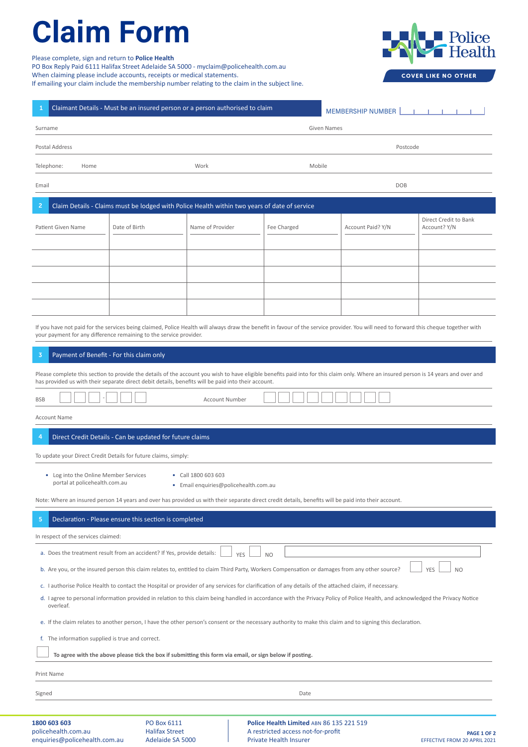# Claim Form

Please complete, sign and return to **Police Health**
PO Box Reply Paid 6111 Halifax Street Adelaide SA 5000 - myclaim@policehealth.com.au
When claiming please include accounts, receipts or medical statements.
If emailing your claim include the membership number relating to the claim in the subject line.

Police Health
COVER LIKE NO OTHER

## 1 Claimant Details - Must be an insured person or a person authorised to claim

MEMBERSHIP NUMBER

Surname | Given Names

Postal Address | Postcode

Telephone: Home | Work | Mobile

Email | DOB

## 2 Claim Details - Claims must be lodged with Police Health within two years of date of service

| Patient Given Name | Date of Birth | Name of Provider | Fee Charged | Account Paid? Y/N | Direct Credit to Bank Account? Y/N |
|---|---|---|---|---|---|
| | | | | | |
| | | | | | |
| | | | | | |
| | | | | | |
| | | | | | |

If you have not paid for the services being claimed, Police Health will always draw the benefit in favour of the service provider. You will need to forward this cheque together with your payment for any difference remaining to the service provider.

## 3 Payment of Benefit - For this claim only

Please complete this section to provide the details of the account you wish to have eligible benefits paid into for this claim only. Where an insured person is 14 years and over and has provided us with their separate direct debit details, benefits will be paid into their account.

BSB ☐☐☐ - ☐☐☐ | Account Number ☐☐☐☐☐☐☐☐☐

Account Name

## 4 Direct Credit Details - Can be updated for future claims

To update your Direct Credit Details for future claims, simply:

- Log into the Online Member Services portal at policehealth.com.au
- Call 1800 603 603
- Email enquiries@policehealth.com.au

Note: Where an insured person 14 years and over has provided us with their separate direct credit details, benefits will be paid into their account.

## 5 Declaration - Please ensure this section is completed

In respect of the services claimed:

a. Does the treatment result from an accident? If Yes, provide details: ☐ YES ☐ NO

b. Are you, or the insured person this claim relates to, entitled to claim Third Party, Workers Compensation or damages from any other source? ☐ YES ☐ NO

c. I authorise Police Health to contact the Hospital or provider of any services for clarification of any details of the attached claim, if necessary.

d. I agree to personal information provided in relation to this claim being handled in accordance with the Privacy Policy of Police Health, and acknowledged the Privacy Notice overleaf.

e. If the claim relates to another person, I have the other person's consent or the necessary authority to make this claim and to signing this declaration.

f. The information supplied is true and correct.

☐ **To agree with the above please tick the box if submitting this form via email, or sign below if posting.**

Print Name

Signed | Date

**1800 603 603**
policehealth.com.au
enquiries@policehealth.com.au

PO Box 6111
Halifax Street
Adelaide SA 5000

**Police Health Limited** ABN 86 135 221 519
A restricted access not-for-profit
Private Health Insurer

EFFECTIVE FROM 20 APRIL 2021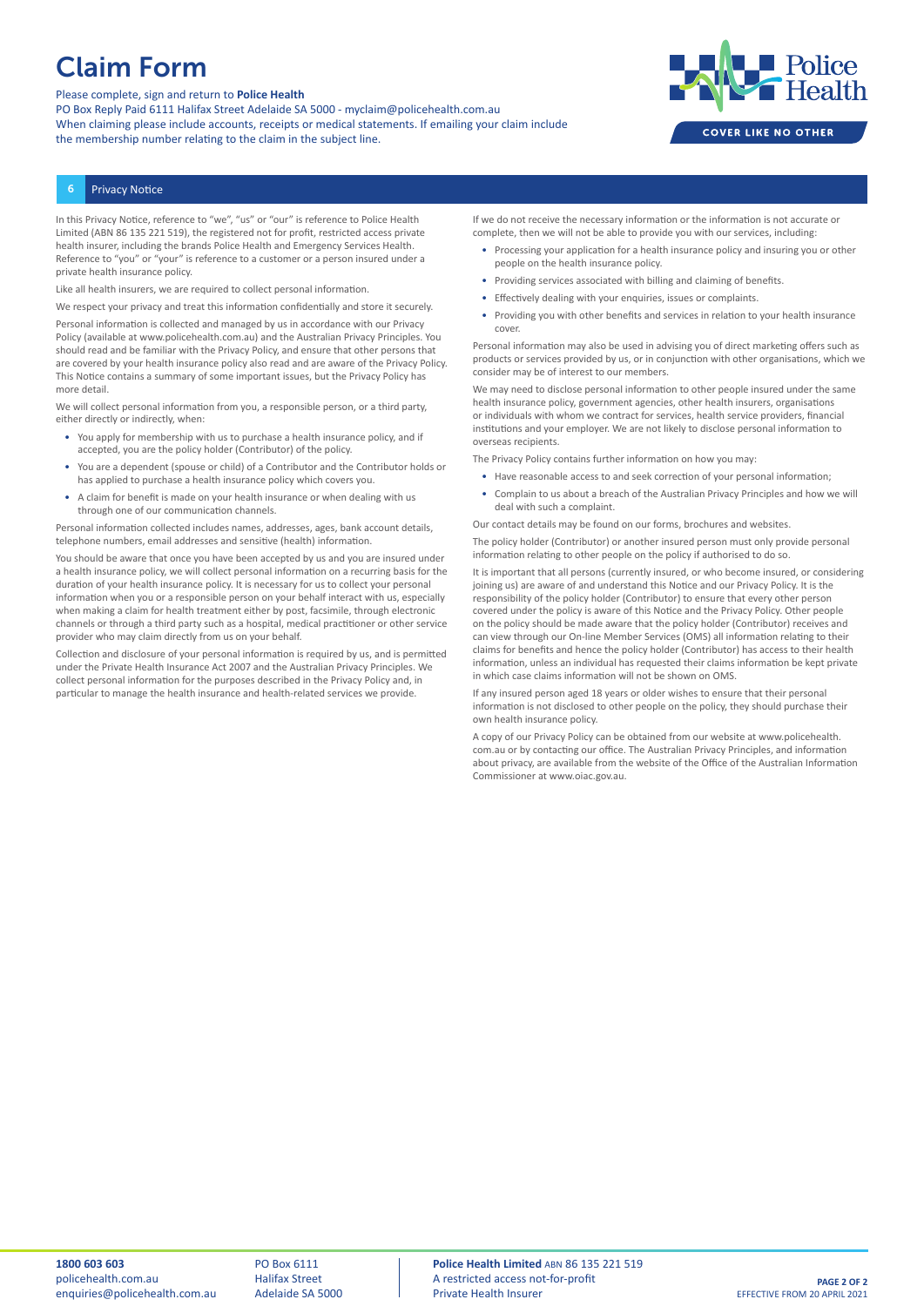# Claim Form

Please complete, sign and return to **Police Health**
PO Box Reply Paid 6111 Halifax Street Adelaide SA 5000 - myclaim@policehealth.com.au
When claiming please include accounts, receipts or medical statements. If emailing your claim include the membership number relating to the claim in the subject line.

## 6 Privacy Notice

In this Privacy Notice, reference to "we", "us" or "our" is reference to Police Health Limited (ABN 86 135 221 519), the registered not for profit, restricted access private health insurer, including the brands Police Health and Emergency Services Health. Reference to "you" or "your" is reference to a customer or a person insured under a private health insurance policy.

Like all health insurers, we are required to collect personal information.

We respect your privacy and treat this information confidentially and store it securely.

Personal information is collected and managed by us in accordance with our Privacy Policy (available at www.policehealth.com.au) and the Australian Privacy Principles. You should read and be familiar with the Privacy Policy, and ensure that other persons that are covered by your health insurance policy also read and are aware of the Privacy Policy. This Notice contains a summary of some important issues, but the Privacy Policy has more detail.

We will collect personal information from you, a responsible person, or a third party, either directly or indirectly, when:

- You apply for membership with us to purchase a health insurance policy, and if accepted, you are the policy holder (Contributor) of the policy.
- You are a dependent (spouse or child) of a Contributor and the Contributor holds or has applied to purchase a health insurance policy which covers you.
- A claim for benefit is made on your health insurance or when dealing with us through one of our communication channels.

Personal information collected includes names, addresses, ages, bank account details, telephone numbers, email addresses and sensitive (health) information.

You should be aware that once you have been accepted by us and you are insured under a health insurance policy, we will collect personal information on a recurring basis for the duration of your health insurance policy. It is necessary for us to collect your personal information when you or a responsible person on your behalf interact with us, especially when making a claim for health treatment either by post, facsimile, through electronic channels or through a third party such as a hospital, medical practitioner or other service provider who may claim directly from us on your behalf.

Collection and disclosure of your personal information is required by us, and is permitted under the Private Health Insurance Act 2007 and the Australian Privacy Principles. We collect personal information for the purposes described in the Privacy Policy and, in particular to manage the health insurance and health-related services we provide.

If we do not receive the necessary information or the information is not accurate or complete, then we will not be able to provide you with our services, including:

- Processing your application for a health insurance policy and insuring you or other people on the health insurance policy.
- Providing services associated with billing and claiming of benefits.
- Effectively dealing with your enquiries, issues or complaints.
- Providing you with other benefits and services in relation to your health insurance cover.

Personal information may also be used in advising you of direct marketing offers such as products or services provided by us, or in conjunction with other organisations, which we consider may be of interest to our members.

We may need to disclose personal information to other people insured under the same health insurance policy, government agencies, other health insurers, organisations or individuals with whom we contract for services, health service providers, financial institutions and your employer. We are not likely to disclose personal information to overseas recipients.

The Privacy Policy contains further information on how you may:

- Have reasonable access to and seek correction of your personal information;
- Complain to us about a breach of the Australian Privacy Principles and how we will deal with such a complaint.

Our contact details may be found on our forms, brochures and websites.

The policy holder (Contributor) or another insured person must only provide personal information relating to other people on the policy if authorised to do so.

It is important that all persons (currently insured, or who become insured, or considering joining us) are aware of and understand this Notice and our Privacy Policy. It is the responsibility of the policy holder (Contributor) to ensure that every other person covered under the policy is aware of this Notice and the Privacy Policy. Other people on the policy should be made aware that the policy holder (Contributor) receives and can view through our On-line Member Services (OMS) all information relating to their claims for benefits and hence the policy holder (Contributor) has access to their health information, unless an individual has requested their claims information be kept private in which case claims information will not be shown on OMS.

If any insured person aged 18 years or older wishes to ensure that their personal information is not disclosed to other people on the policy, they should purchase their own health insurance policy.

A copy of our Privacy Policy can be obtained from our website at www.policehealth.com.au or by contacting our office. The Australian Privacy Principles, and information about privacy, are available from the website of the Office of the Australian Information Commissioner at www.oiac.gov.au.